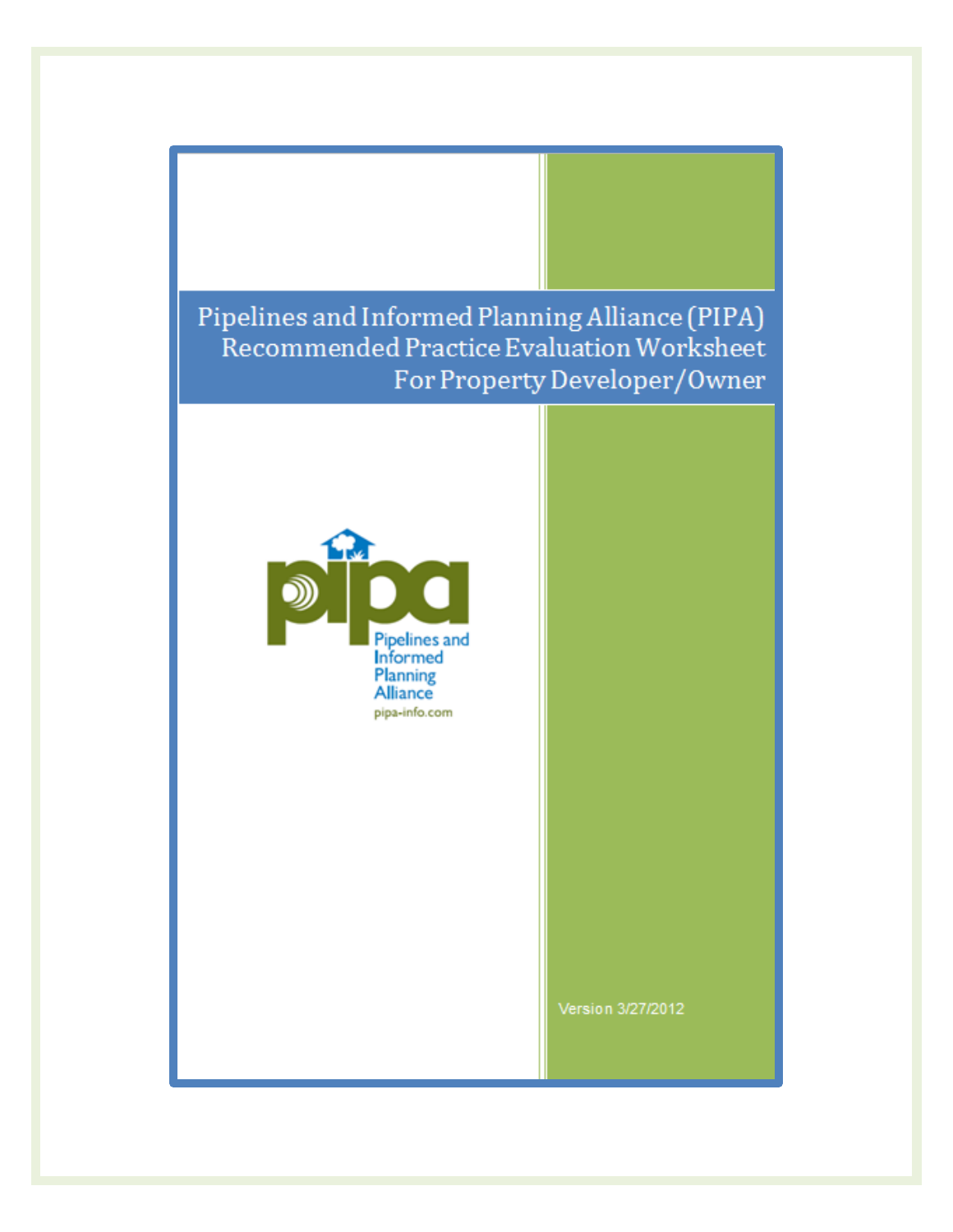# Pipelines and Informed Planning Alliance (PIPA) Recommended Practice Evaluation Worksheet For Property Developer/Owner

pipa

Pipelines and Informed Planning Alliance

pipa-info.com

Version 3/27/2012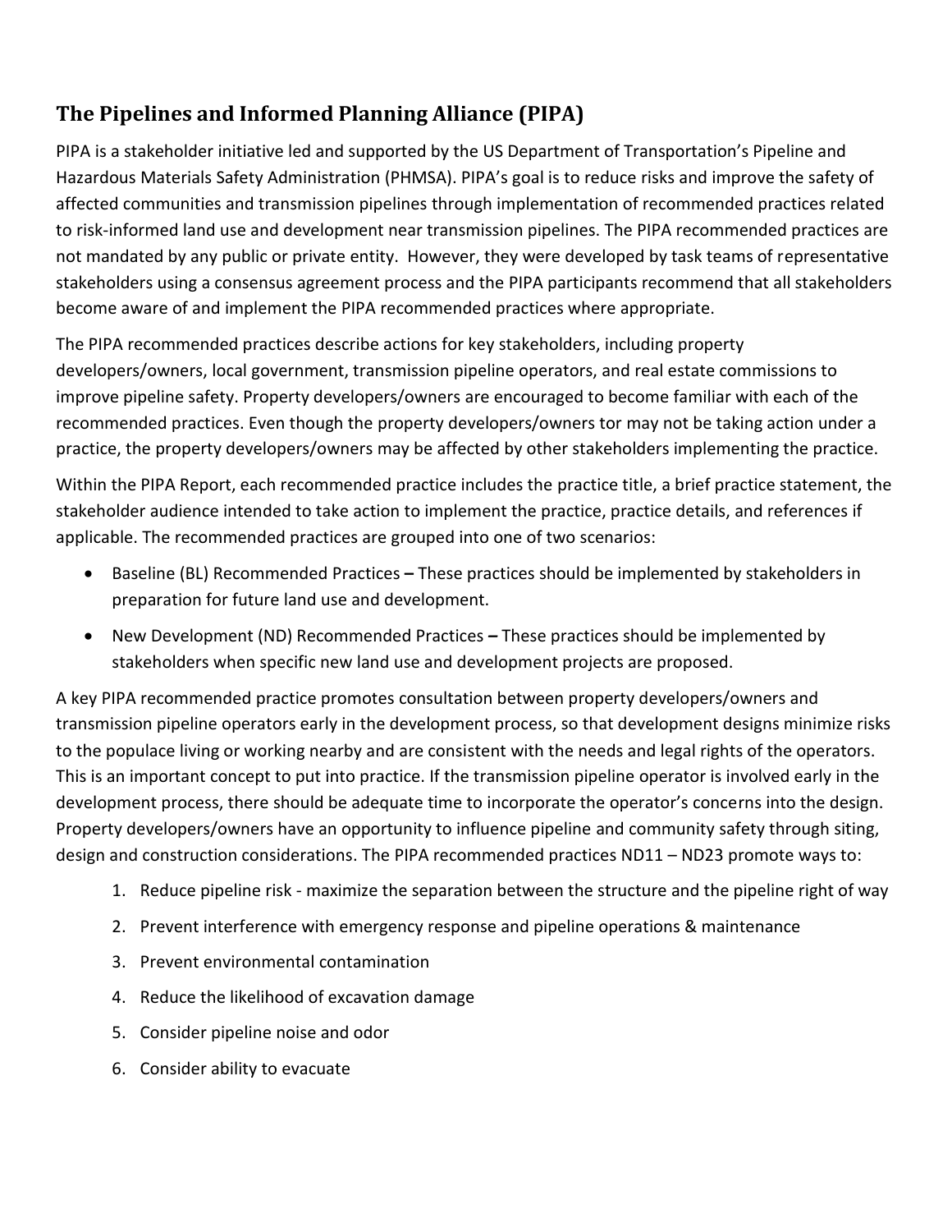## The Pipelines and Informed Planning Alliance (PIPA)

PIPA is a stakeholder initiative led and supported by the US Department of Transportation's Pipeline and Hazardous Materials Safety Administration (PHMSA). PIPA's goal is to reduce risks and improve the safety of affected communities and transmission pipelines through implementation of recommended practices related to risk-informed land use and development near transmission pipelines. The PIPA recommended practices are not mandated by any public or private entity. However, they were developed by task teams of representative stakeholders using a consensus agreement process and the PIPA participants recommend that all stakeholders become aware of and implement the PIPA recommended practices where appropriate.

The PIPA recommended practices describe actions for key stakeholders, including property developers/owners, local government, transmission pipeline operators, and real estate commissions to improve pipeline safety. Property developers/owners are encouraged to become familiar with each of the recommended practices. Even though the property developers/owners tor may not be taking action under a practice, the property developers/owners may be affected by other stakeholders implementing the practice.

Within the PIPA Report, each recommended practice includes the practice title, a brief practice statement, the stakeholder audience intended to take action to implement the practice, practice details, and references if applicable. The recommended practices are grouped into one of two scenarios:

- Baseline (BL) Recommended Practices **–** These practices should be implemented by stakeholders in preparation for future land use and development.
- New Development (ND) Recommended Practices **–** These practices should be implemented by stakeholders when specific new land use and development projects are proposed.

A key PIPA recommended practice promotes consultation between property developers/owners and transmission pipeline operators early in the development process, so that development designs minimize risks to the populace living or working nearby and are consistent with the needs and legal rights of the operators. This is an important concept to put into practice. If the transmission pipeline operator is involved early in the development process, there should be adequate time to incorporate the operator's concerns into the design. Property developers/owners have an opportunity to influence pipeline and community safety through siting, design and construction considerations. The PIPA recommended practices ND11 – ND23 promote ways to:

1. Reduce pipeline risk - maximize the separation between the structure and the pipeline right of way
2. Prevent interference with emergency response and pipeline operations & maintenance
3. Prevent environmental contamination
4. Reduce the likelihood of excavation damage
5. Consider pipeline noise and odor
6. Consider ability to evacuate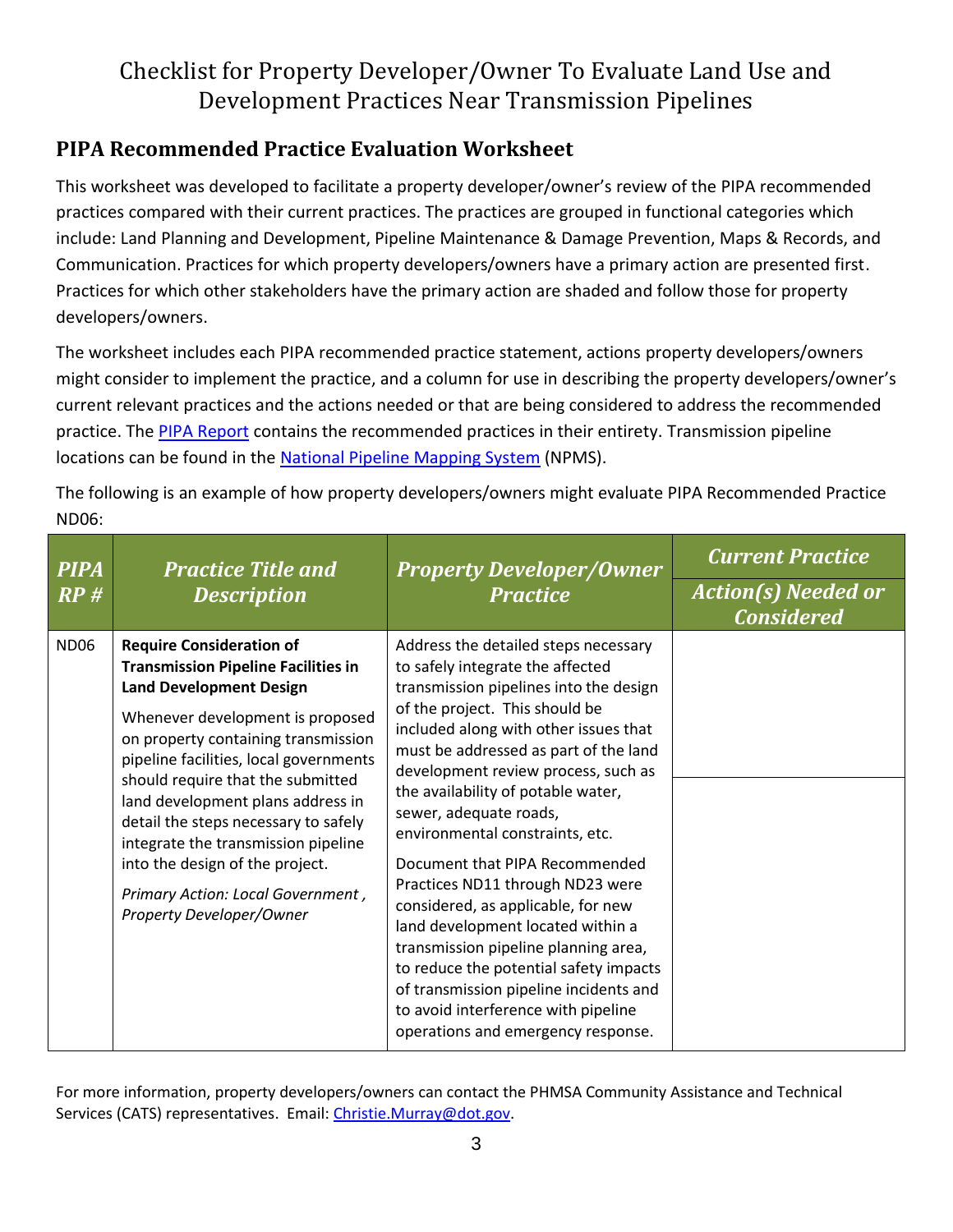# Checklist for Property Developer/Owner To Evaluate Land Use and Development Practices Near Transmission Pipelines

## PIPA Recommended Practice Evaluation Worksheet

This worksheet was developed to facilitate a property developer/owner's review of the PIPA recommended practices compared with their current practices. The practices are grouped in functional categories which include: Land Planning and Development, Pipeline Maintenance & Damage Prevention, Maps & Records, and Communication. Practices for which property developers/owners have a primary action are presented first. Practices for which other stakeholders have the primary action are shaded and follow those for property developers/owners.

The worksheet includes each PIPA recommended practice statement, actions property developers/owners might consider to implement the practice, and a column for use in describing the property developers/owner's current relevant practices and the actions needed or that are being considered to address the recommended practice. The PIPA Report contains the recommended practices in their entirety. Transmission pipeline locations can be found in the National Pipeline Mapping System (NPMS).

The following is an example of how property developers/owners might evaluate PIPA Recommended Practice ND06:

| *PIPA RP #* | *Practice Title and Description* | *Property Developer/Owner Practice* | *Current Practice* |
|---|---|---|---|
| | | | *Action(s) Needed or Considered* |
| ND06 | **Require Consideration of Transmission Pipeline Facilities in Land Development Design**<br><br>Whenever development is proposed on property containing transmission pipeline facilities, local governments should require that the submitted land development plans address in detail the steps necessary to safely integrate the transmission pipeline into the design of the project.<br><br>*Primary Action: Local Government , Property Developer/Owner* | Address the detailed steps necessary to safely integrate the affected transmission pipelines into the design of the project. This should be included along with other issues that must be addressed as part of the land development review process, such as the availability of potable water, sewer, adequate roads, environmental constraints, etc.<br><br>Document that PIPA Recommended Practices ND11 through ND23 were considered, as applicable, for new land development located within a transmission pipeline planning area, to reduce the potential safety impacts of transmission pipeline incidents and to avoid interference with pipeline operations and emergency response. | |

For more information, property developers/owners can contact the PHMSA Community Assistance and Technical Services (CATS) representatives. Email: Christie.Murray@dot.gov.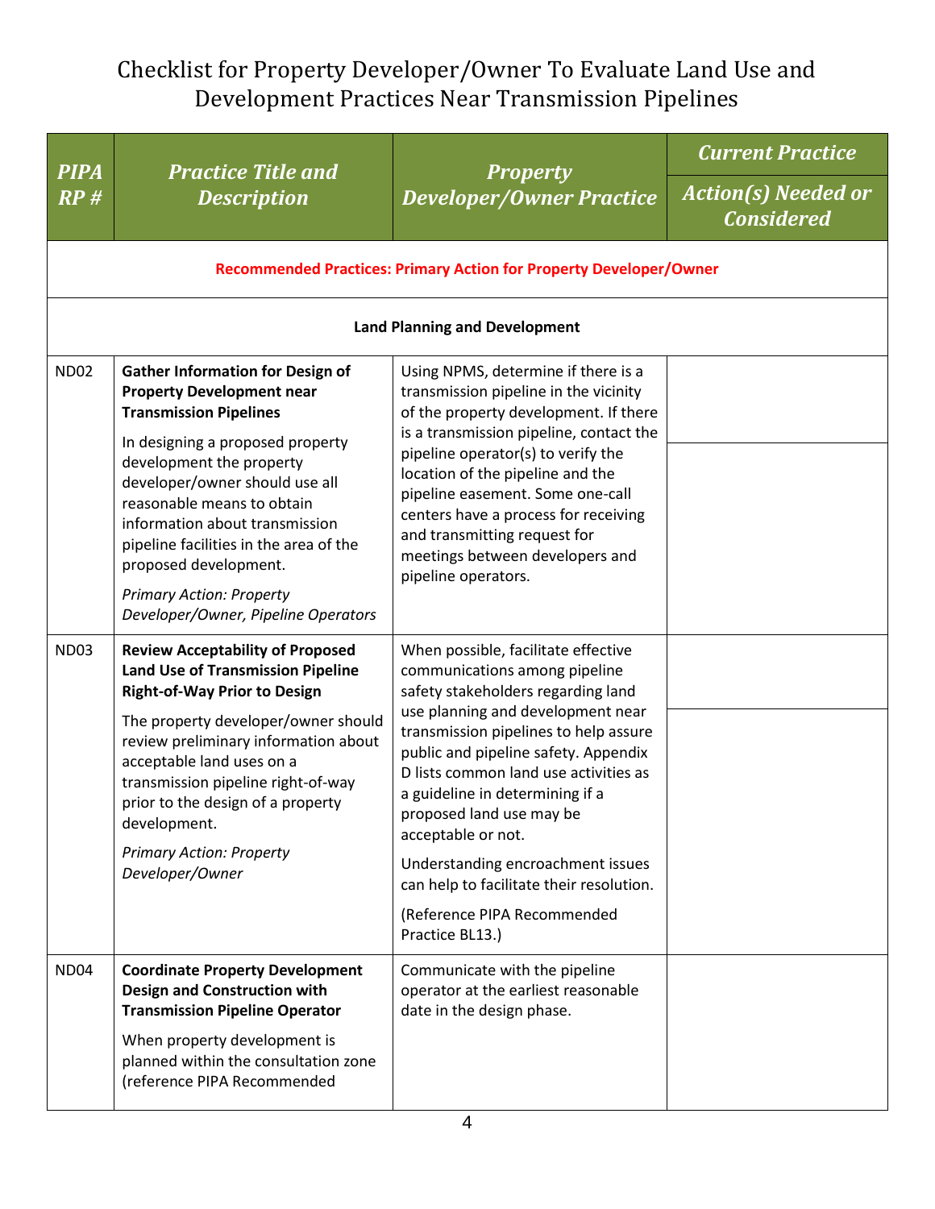# Checklist for Property Developer/Owner To Evaluate Land Use and Development Practices Near Transmission Pipelines

| PIPA RP # | Practice Title and Description | Property Developer/Owner Practice | Current Practice / Action(s) Needed or Considered |
|---|---|---|---|
| **Recommended Practices: Primary Action for Property Developer/Owner** | | | |
| **Land Planning and Development** | | | |
| ND02 | **Gather Information for Design of Property Development near Transmission Pipelines**<br><br>In designing a proposed property development the property developer/owner should use all reasonable means to obtain information about transmission pipeline facilities in the area of the proposed development.<br><br>*Primary Action: Property Developer/Owner, Pipeline Operators* | Using NPMS, determine if there is a transmission pipeline in the vicinity of the property development. If there is a transmission pipeline, contact the pipeline operator(s) to verify the location of the pipeline and the pipeline easement. Some one-call centers have a process for receiving and transmitting request for meetings between developers and pipeline operators. | |
| ND03 | **Review Acceptability of Proposed Land Use of Transmission Pipeline Right-of-Way Prior to Design**<br><br>The property developer/owner should review preliminary information about acceptable land uses on a transmission pipeline right-of-way prior to the design of a property development.<br><br>*Primary Action: Property Developer/Owner* | When possible, facilitate effective communications among pipeline safety stakeholders regarding land use planning and development near transmission pipelines to help assure public and pipeline safety. Appendix D lists common land use activities as a guideline in determining if a proposed land use may be acceptable or not.<br><br>Understanding encroachment issues can help to facilitate their resolution.<br><br>(Reference PIPA Recommended Practice BL13.) | |
| ND04 | **Coordinate Property Development Design and Construction with Transmission Pipeline Operator**<br><br>When property development is planned within the consultation zone (reference PIPA Recommended | Communicate with the pipeline operator at the earliest reasonable date in the design phase. | |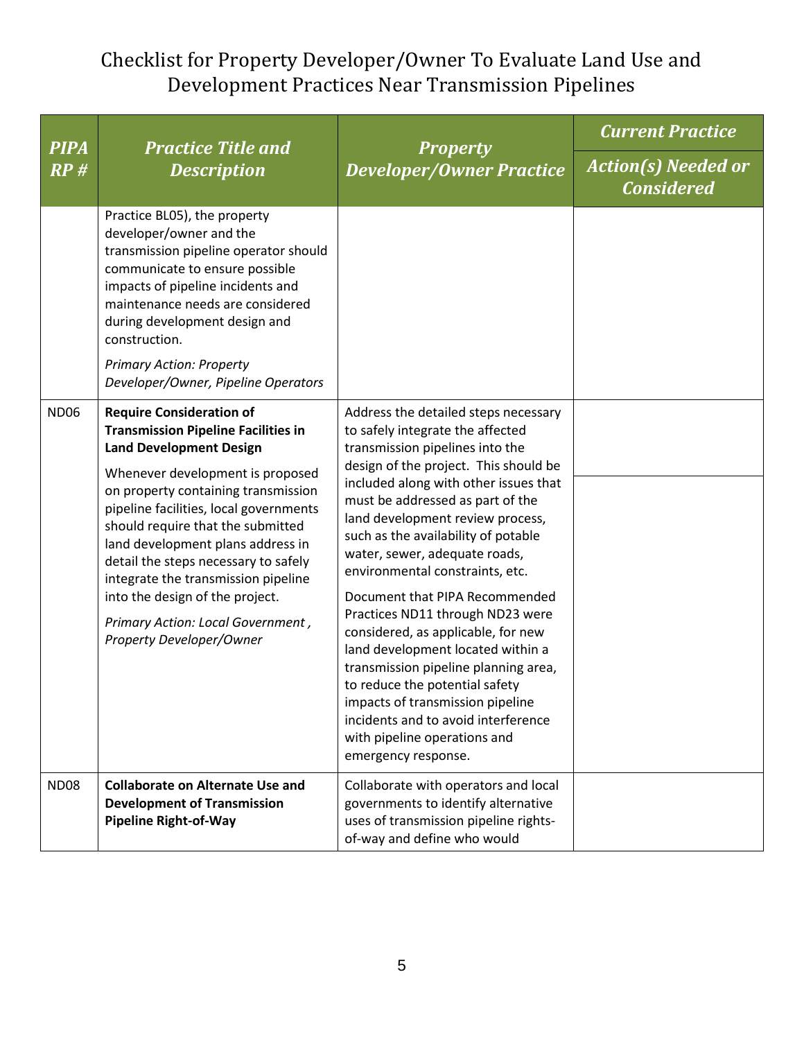# Checklist for Property Developer/Owner To Evaluate Land Use and Development Practices Near Transmission Pipelines

| PIPA RP # | Practice Title and Description | Property Developer/Owner Practice | Current Practice / Action(s) Needed or Considered |
|---|---|---|---|
| | Practice BL05), the property developer/owner and the transmission pipeline operator should communicate to ensure possible impacts of pipeline incidents and maintenance needs are considered during development design and construction.<br><br>*Primary Action: Property Developer/Owner, Pipeline Operators* | | |
| ND06 | **Require Consideration of Transmission Pipeline Facilities in Land Development Design**<br><br>Whenever development is proposed on property containing transmission pipeline facilities, local governments should require that the submitted land development plans address in detail the steps necessary to safely integrate the transmission pipeline into the design of the project.<br><br>*Primary Action: Local Government , Property Developer/Owner* | Address the detailed steps necessary to safely integrate the affected transmission pipelines into the design of the project. This should be included along with other issues that must be addressed as part of the land development review process, such as the availability of potable water, sewer, adequate roads, environmental constraints, etc.<br><br>Document that PIPA Recommended Practices ND11 through ND23 were considered, as applicable, for new land development located within a transmission pipeline planning area, to reduce the potential safety impacts of transmission pipeline incidents and to avoid interference with pipeline operations and emergency response. | |
| ND08 | **Collaborate on Alternate Use and Development of Transmission Pipeline Right-of-Way** | Collaborate with operators and local governments to identify alternative uses of transmission pipeline rights-of-way and define who would | |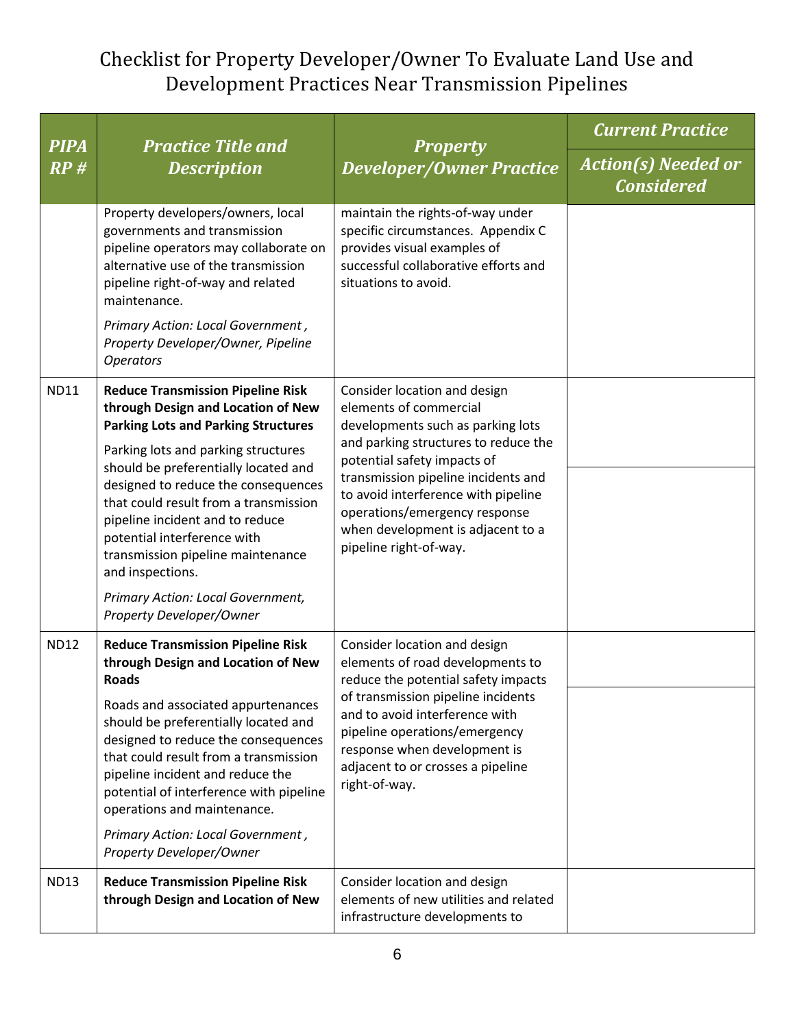# Checklist for Property Developer/Owner To Evaluate Land Use and Development Practices Near Transmission Pipelines

| PIPA RP # | Practice Title and Description | Property Developer/Owner Practice | Current Practice / Action(s) Needed or Considered |
|---|---|---|---|
| | Property developers/owners, local governments and transmission pipeline operators may collaborate on alternative use of the transmission pipeline right-of-way and related maintenance.<br><br>*Primary Action: Local Government , Property Developer/Owner, Pipeline Operators* | maintain the rights-of-way under specific circumstances. Appendix C provides visual examples of successful collaborative efforts and situations to avoid. | |
| ND11 | **Reduce Transmission Pipeline Risk through Design and Location of New Parking Lots and Parking Structures**<br><br>Parking lots and parking structures should be preferentially located and designed to reduce the consequences that could result from a transmission pipeline incident and to reduce potential interference with transmission pipeline maintenance and inspections.<br><br>*Primary Action: Local Government, Property Developer/Owner* | Consider location and design elements of commercial developments such as parking lots and parking structures to reduce the potential safety impacts of transmission pipeline incidents and to avoid interference with pipeline operations/emergency response when development is adjacent to a pipeline right-of-way. | |
| ND12 | **Reduce Transmission Pipeline Risk through Design and Location of New Roads**<br><br>Roads and associated appurtenances should be preferentially located and designed to reduce the consequences that could result from a transmission pipeline incident and reduce the potential of interference with pipeline operations and maintenance.<br><br>*Primary Action: Local Government , Property Developer/Owner* | Consider location and design elements of road developments to reduce the potential safety impacts of transmission pipeline incidents and to avoid interference with pipeline operations/emergency response when development is adjacent to or crosses a pipeline right-of-way. | |
| ND13 | **Reduce Transmission Pipeline Risk through Design and Location of New** | Consider location and design elements of new utilities and related infrastructure developments to | |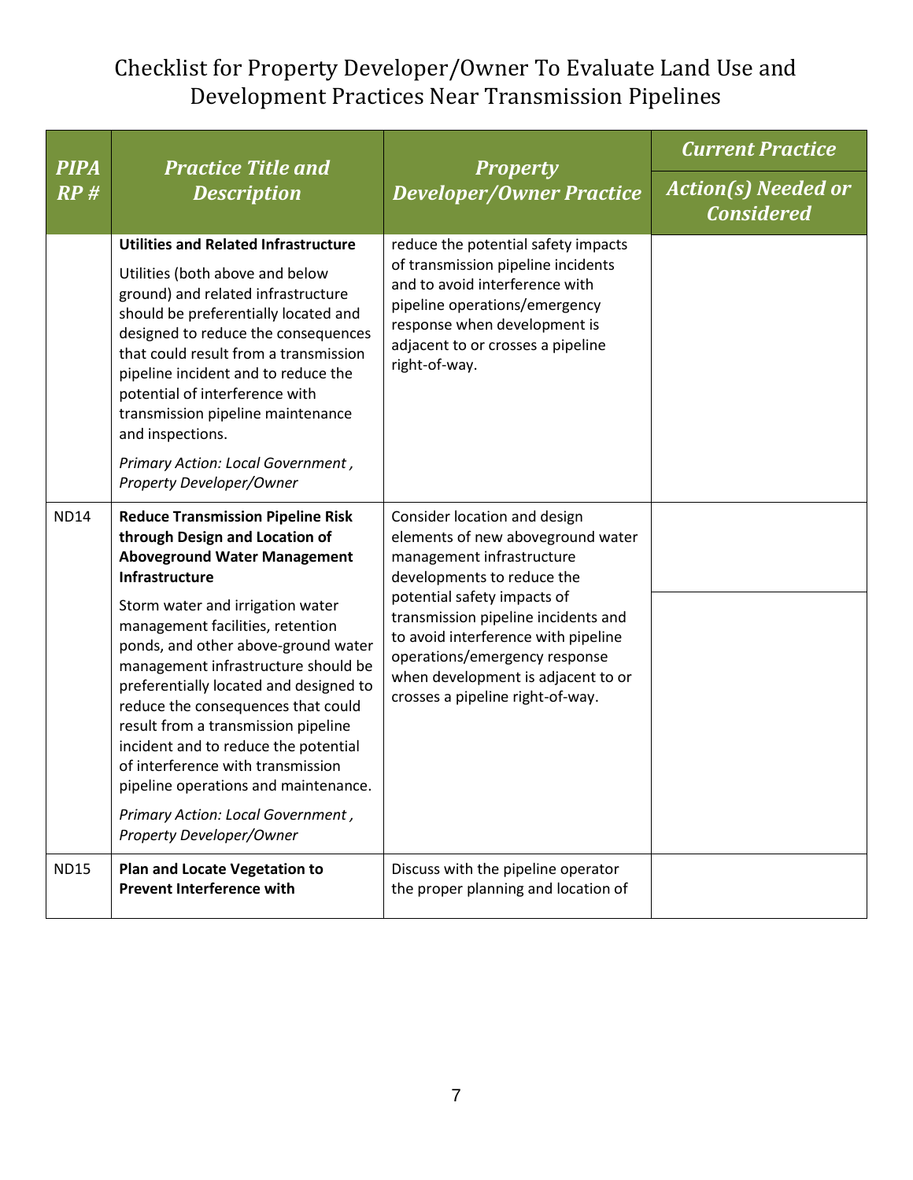# Checklist for Property Developer/Owner To Evaluate Land Use and Development Practices Near Transmission Pipelines

| *PIPA RP #* | *Practice Title and Description* | *Property Developer/Owner Practice* | *Current Practice* / *Action(s) Needed or Considered* |
|---|---|---|---|
| | **Utilities and Related Infrastructure**<br><br>Utilities (both above and below ground) and related infrastructure should be preferentially located and designed to reduce the consequences that could result from a transmission pipeline incident and to reduce the potential of interference with transmission pipeline maintenance and inspections.<br><br>*Primary Action: Local Government , Property Developer/Owner* | reduce the potential safety impacts of transmission pipeline incidents and to avoid interference with pipeline operations/emergency response when development is adjacent to or crosses a pipeline right-of-way. | |
| ND14 | **Reduce Transmission Pipeline Risk through Design and Location of Aboveground Water Management Infrastructure**<br><br>Storm water and irrigation water management facilities, retention ponds, and other above-ground water management infrastructure should be preferentially located and designed to reduce the consequences that could result from a transmission pipeline incident and to reduce the potential of interference with transmission pipeline operations and maintenance.<br><br>*Primary Action: Local Government , Property Developer/Owner* | Consider location and design elements of new aboveground water management infrastructure developments to reduce the potential safety impacts of transmission pipeline incidents and to avoid interference with pipeline operations/emergency response when development is adjacent to or crosses a pipeline right-of-way. | |
| ND15 | **Plan and Locate Vegetation to Prevent Interference with** | Discuss with the pipeline operator the proper planning and location of | |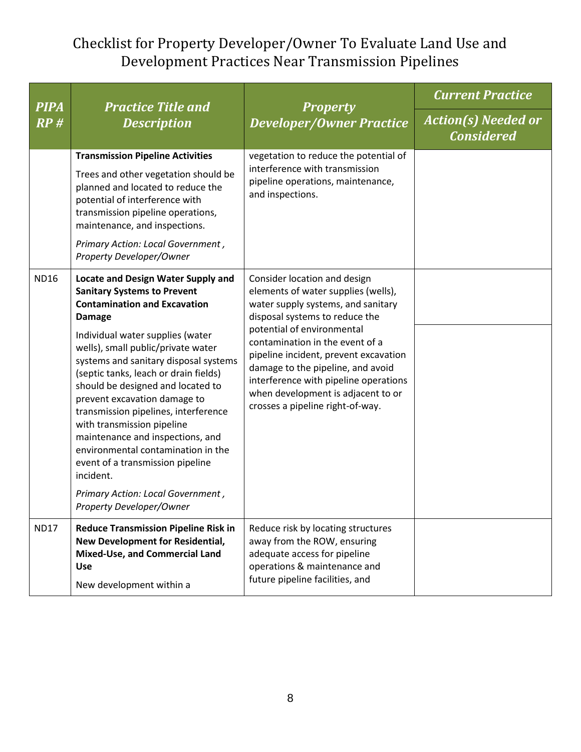# Checklist for Property Developer/Owner To Evaluate Land Use and Development Practices Near Transmission Pipelines

| *PIPA RP #* | *Practice Title and Description* | *Property Developer/Owner Practice* | *Current Practice* / *Action(s) Needed or Considered* |
|---|---|---|---|
| | **Transmission Pipeline Activities**<br><br>Trees and other vegetation should be planned and located to reduce the potential of interference with transmission pipeline operations, maintenance, and inspections.<br><br>*Primary Action: Local Government , Property Developer/Owner* | vegetation to reduce the potential of interference with transmission pipeline operations, maintenance, and inspections. | |
| ND16 | **Locate and Design Water Supply and Sanitary Systems to Prevent Contamination and Excavation Damage**<br><br>Individual water supplies (water wells), small public/private water systems and sanitary disposal systems (septic tanks, leach or drain fields) should be designed and located to prevent excavation damage to transmission pipelines, interference with transmission pipeline maintenance and inspections, and environmental contamination in the event of a transmission pipeline incident.<br><br>*Primary Action: Local Government , Property Developer/Owner* | Consider location and design elements of water supplies (wells), water supply systems, and sanitary disposal systems to reduce the potential of environmental contamination in the event of a pipeline incident, prevent excavation damage to the pipeline, and avoid interference with pipeline operations when development is adjacent to or crosses a pipeline right-of-way. | |
| ND17 | **Reduce Transmission Pipeline Risk in New Development for Residential, Mixed-Use, and Commercial Land Use**<br><br>New development within a | Reduce risk by locating structures away from the ROW, ensuring adequate access for pipeline operations & maintenance and future pipeline facilities, and | |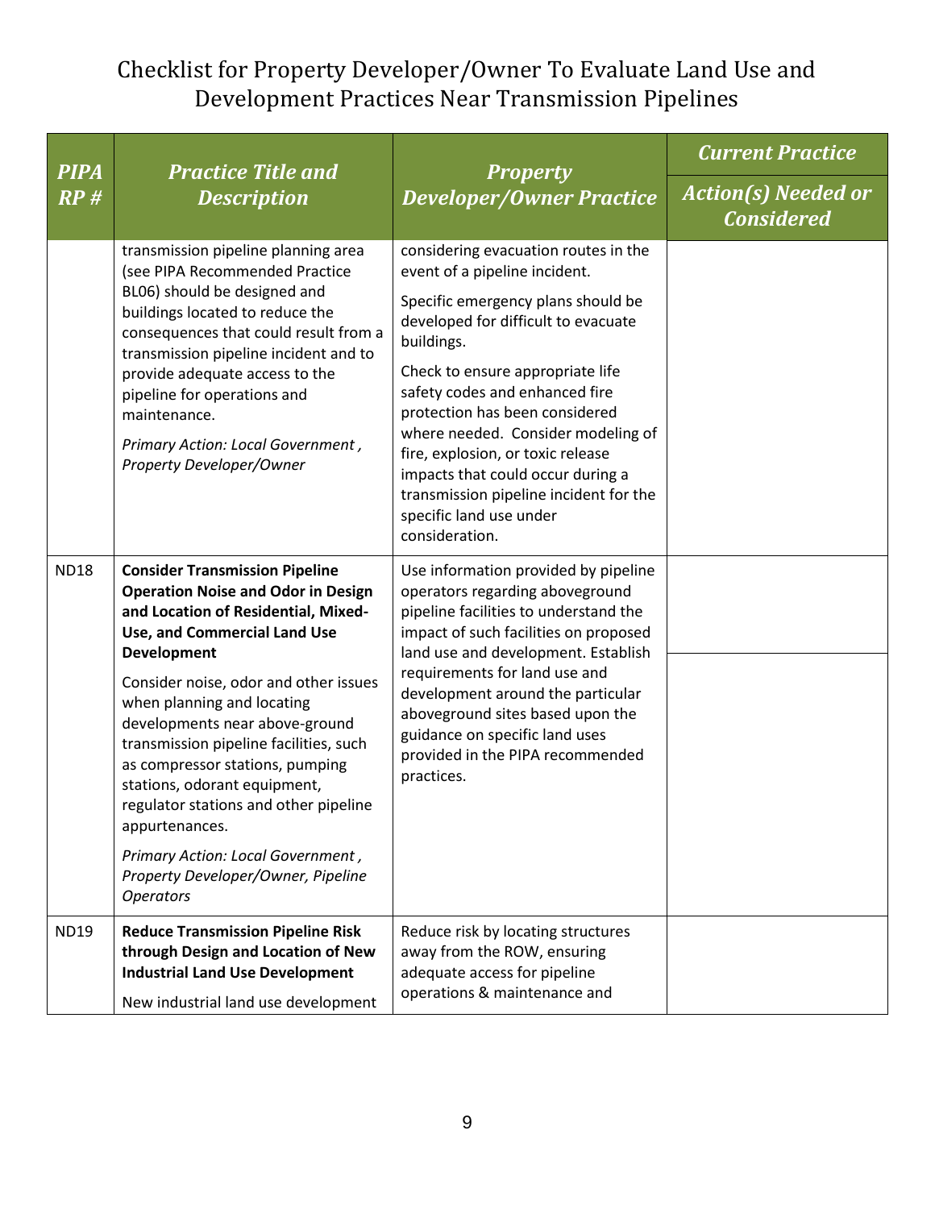# Checklist for Property Developer/Owner To Evaluate Land Use and Development Practices Near Transmission Pipelines

| PIPA RP # | Practice Title and Description | Property Developer/Owner Practice | Current Practice / Action(s) Needed or Considered |
|---|---|---|---|
| | transmission pipeline planning area (see PIPA Recommended Practice BL06) should be designed and buildings located to reduce the consequences that could result from a transmission pipeline incident and to provide adequate access to the pipeline for operations and maintenance.<br><br>*Primary Action: Local Government , Property Developer/Owner* | considering evacuation routes in the event of a pipeline incident.<br><br>Specific emergency plans should be developed for difficult to evacuate buildings.<br><br>Check to ensure appropriate life safety codes and enhanced fire protection has been considered where needed. Consider modeling of fire, explosion, or toxic release impacts that could occur during a transmission pipeline incident for the specific land use under consideration. | |
| ND18 | **Consider Transmission Pipeline Operation Noise and Odor in Design and Location of Residential, Mixed-Use, and Commercial Land Use Development**<br><br>Consider noise, odor and other issues when planning and locating developments near above-ground transmission pipeline facilities, such as compressor stations, pumping stations, odorant equipment, regulator stations and other pipeline appurtenances.<br><br>*Primary Action: Local Government , Property Developer/Owner, Pipeline Operators* | Use information provided by pipeline operators regarding aboveground pipeline facilities to understand the impact of such facilities on proposed land use and development. Establish requirements for land use and development around the particular aboveground sites based upon the guidance on specific land uses provided in the PIPA recommended practices. | |
| ND19 | **Reduce Transmission Pipeline Risk through Design and Location of New Industrial Land Use Development**<br><br>New industrial land use development | Reduce risk by locating structures away from the ROW, ensuring adequate access for pipeline operations & maintenance and | |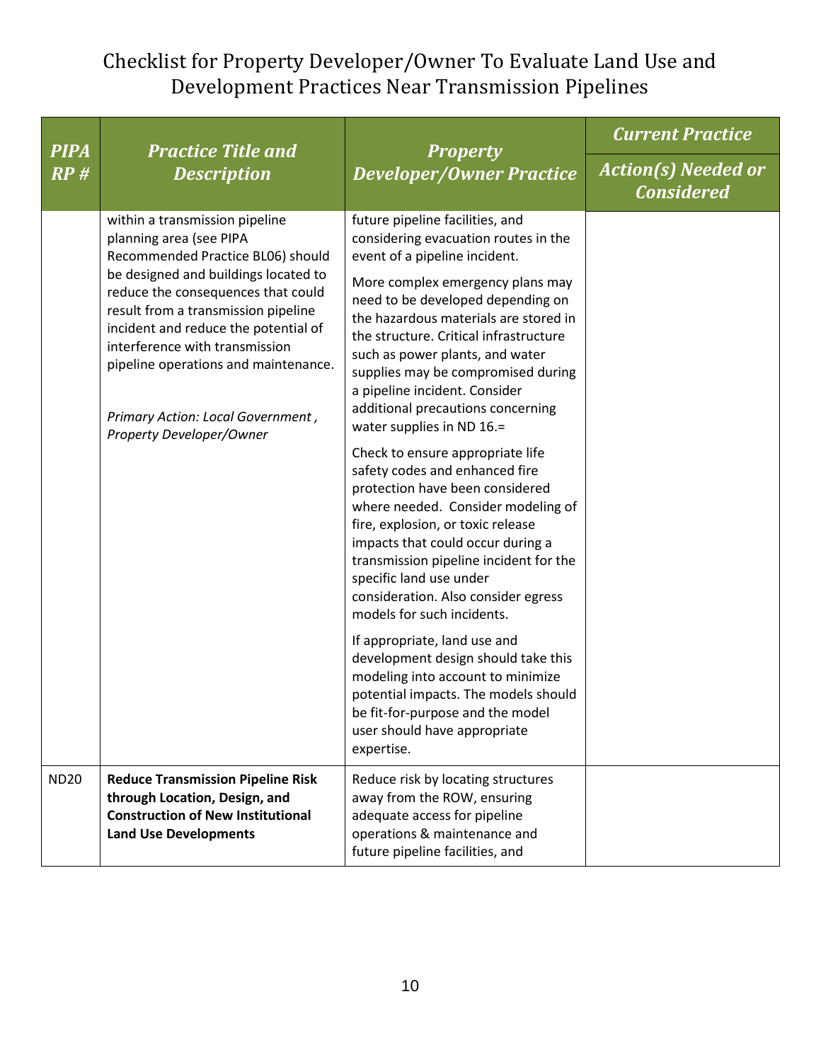# Checklist for Property Developer/Owner To Evaluate Land Use and Development Practices Near Transmission Pipelines

| *PIPA RP #* | *Practice Title and Description* | *Property Developer/Owner Practice* | *Current Practice* |
|---|---|---|---|
| | | | *Action(s) Needed or Considered* |
| | within a transmission pipeline planning area (see PIPA Recommended Practice BL06) should be designed and buildings located to reduce the consequences that could result from a transmission pipeline incident and reduce the potential of interference with transmission pipeline operations and maintenance.<br><br>*Primary Action: Local Government , Property Developer/Owner* | future pipeline facilities, and considering evacuation routes in the event of a pipeline incident.<br><br>More complex emergency plans may need to be developed depending on the hazardous materials are stored in the structure. Critical infrastructure such as power plants, and water supplies may be compromised during a pipeline incident. Consider additional precautions concerning water supplies in ND 16.=<br><br>Check to ensure appropriate life safety codes and enhanced fire protection have been considered where needed. Consider modeling of fire, explosion, or toxic release impacts that could occur during a transmission pipeline incident for the specific land use under consideration. Also consider egress models for such incidents.<br><br>If appropriate, land use and development design should take this modeling into account to minimize potential impacts. The models should be fit-for-purpose and the model user should have appropriate expertise. | |
| ND20 | **Reduce Transmission Pipeline Risk through Location, Design, and Construction of New Institutional Land Use Developments** | Reduce risk by locating structures away from the ROW, ensuring adequate access for pipeline operations & maintenance and future pipeline facilities, and | |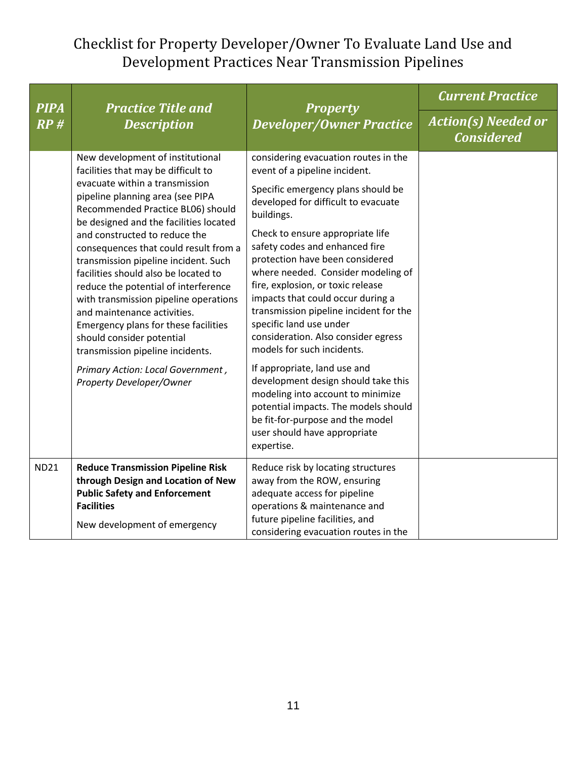# Checklist for Property Developer/Owner To Evaluate Land Use and Development Practices Near Transmission Pipelines

| PIPA RP # | Practice Title and Description | Property Developer/Owner Practice | Current Practice |
|---|---|---|---|
| | | | Action(s) Needed or Considered |
| | New development of institutional facilities that may be difficult to evacuate within a transmission pipeline planning area (see PIPA Recommended Practice BL06) should be designed and the facilities located and constructed to reduce the consequences that could result from a transmission pipeline incident. Such facilities should also be located to reduce the potential of interference with transmission pipeline operations and maintenance activities. Emergency plans for these facilities should consider potential transmission pipeline incidents.<br><br>*Primary Action: Local Government , Property Developer/Owner* | considering evacuation routes in the event of a pipeline incident.<br><br>Specific emergency plans should be developed for difficult to evacuate buildings.<br><br>Check to ensure appropriate life safety codes and enhanced fire protection have been considered where needed. Consider modeling of fire, explosion, or toxic release impacts that could occur during a transmission pipeline incident for the specific land use under consideration. Also consider egress models for such incidents.<br><br>If appropriate, land use and development design should take this modeling into account to minimize potential impacts. The models should be fit-for-purpose and the model user should have appropriate expertise. | |
| ND21 | **Reduce Transmission Pipeline Risk through Design and Location of New Public Safety and Enforcement Facilities**<br><br>New development of emergency | Reduce risk by locating structures away from the ROW, ensuring adequate access for pipeline operations & maintenance and future pipeline facilities, and considering evacuation routes in the | |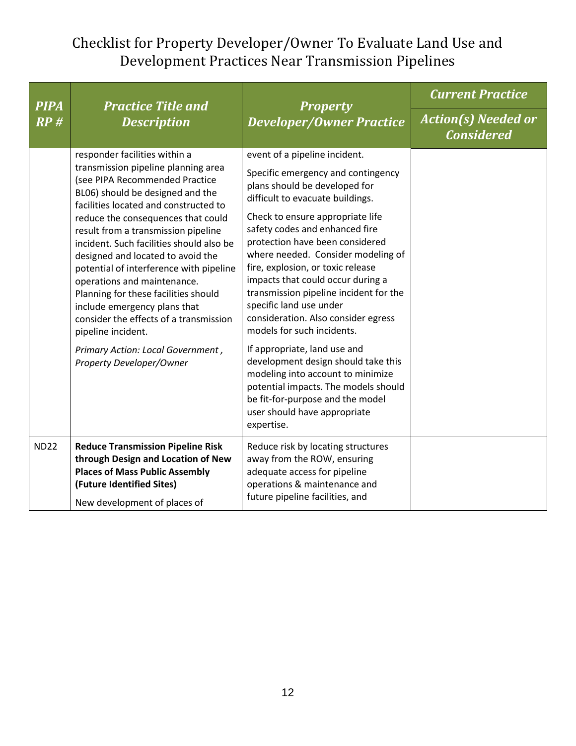# Checklist for Property Developer/Owner To Evaluate Land Use and Development Practices Near Transmission Pipelines

| *PIPA RP #* | *Practice Title and Description* | *Property Developer/Owner Practice* | *Current Practice* |
|---|---|---|---|
| | | | *Action(s) Needed or Considered* |
| | responder facilities within a transmission pipeline planning area (see PIPA Recommended Practice BL06) should be designed and the facilities located and constructed to reduce the consequences that could result from a transmission pipeline incident. Such facilities should also be designed and located to avoid the potential of interference with pipeline operations and maintenance. Planning for these facilities should include emergency plans that consider the effects of a transmission pipeline incident.<br><br>*Primary Action: Local Government , Property Developer/Owner* | event of a pipeline incident.<br><br>Specific emergency and contingency plans should be developed for difficult to evacuate buildings.<br><br>Check to ensure appropriate life safety codes and enhanced fire protection have been considered where needed. Consider modeling of fire, explosion, or toxic release impacts that could occur during a transmission pipeline incident for the specific land use under consideration. Also consider egress models for such incidents.<br><br>If appropriate, land use and development design should take this modeling into account to minimize potential impacts. The models should be fit-for-purpose and the model user should have appropriate expertise. | |
| ND22 | **Reduce Transmission Pipeline Risk through Design and Location of New Places of Mass Public Assembly (Future Identified Sites)**<br><br>New development of places of | Reduce risk by locating structures away from the ROW, ensuring adequate access for pipeline operations & maintenance and future pipeline facilities, and | |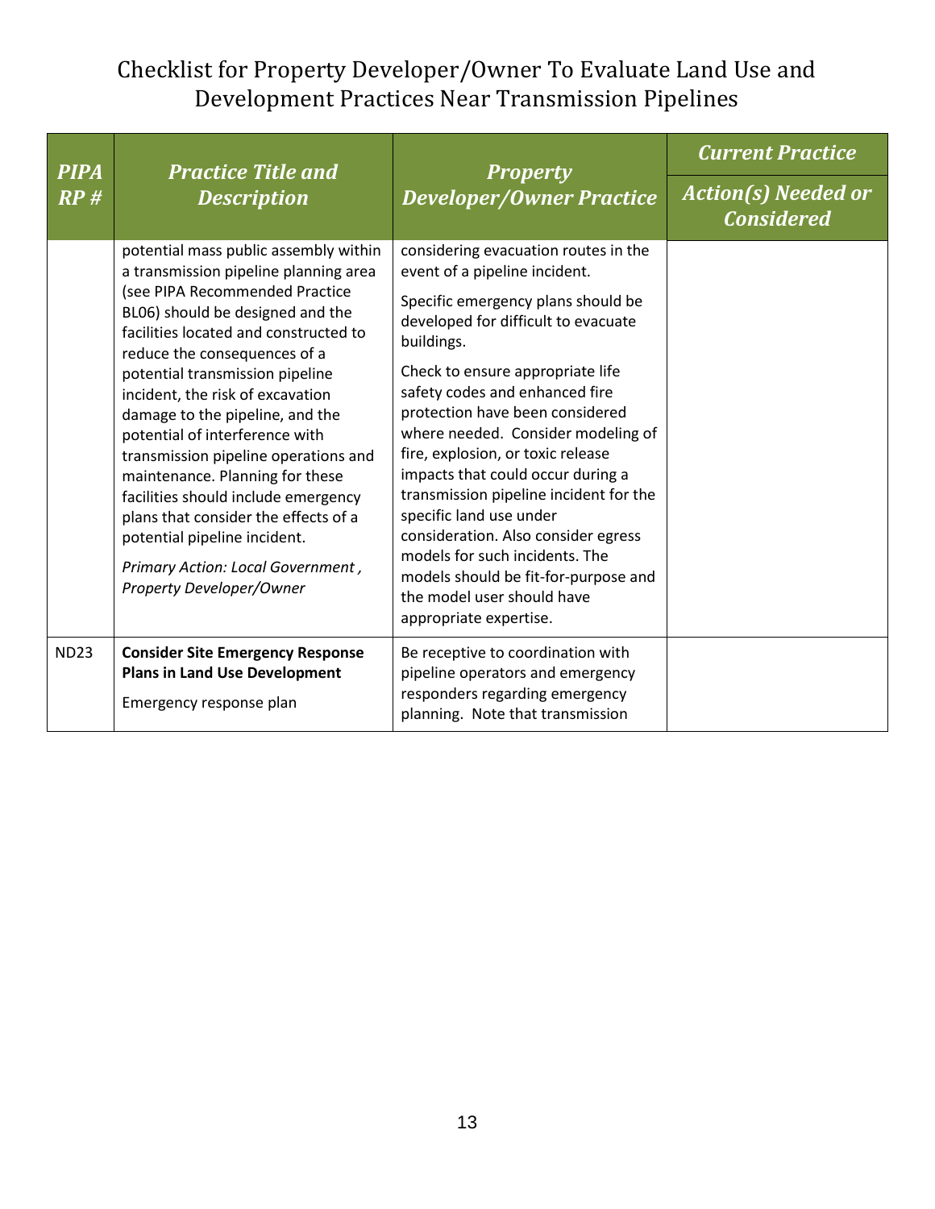# Checklist for Property Developer/Owner To Evaluate Land Use and Development Practices Near Transmission Pipelines

| PIPA RP # | Practice Title and Description | Property Developer/Owner Practice | Current Practice |
|---|---|---|---|
| | | | Action(s) Needed or Considered |
| | potential mass public assembly within a transmission pipeline planning area (see PIPA Recommended Practice BL06) should be designed and the facilities located and constructed to reduce the consequences of a potential transmission pipeline incident, the risk of excavation damage to the pipeline, and the potential of interference with transmission pipeline operations and maintenance. Planning for these facilities should include emergency plans that consider the effects of a potential pipeline incident.<br><br>*Primary Action: Local Government , Property Developer/Owner* | considering evacuation routes in the event of a pipeline incident.<br><br>Specific emergency plans should be developed for difficult to evacuate buildings.<br><br>Check to ensure appropriate life safety codes and enhanced fire protection have been considered where needed. Consider modeling of fire, explosion, or toxic release impacts that could occur during a transmission pipeline incident for the specific land use under consideration. Also consider egress models for such incidents. The models should be fit-for-purpose and the model user should have appropriate expertise. | |
| ND23 | **Consider Site Emergency Response Plans in Land Use Development**<br><br>Emergency response plan | Be receptive to coordination with pipeline operators and emergency responders regarding emergency planning. Note that transmission | |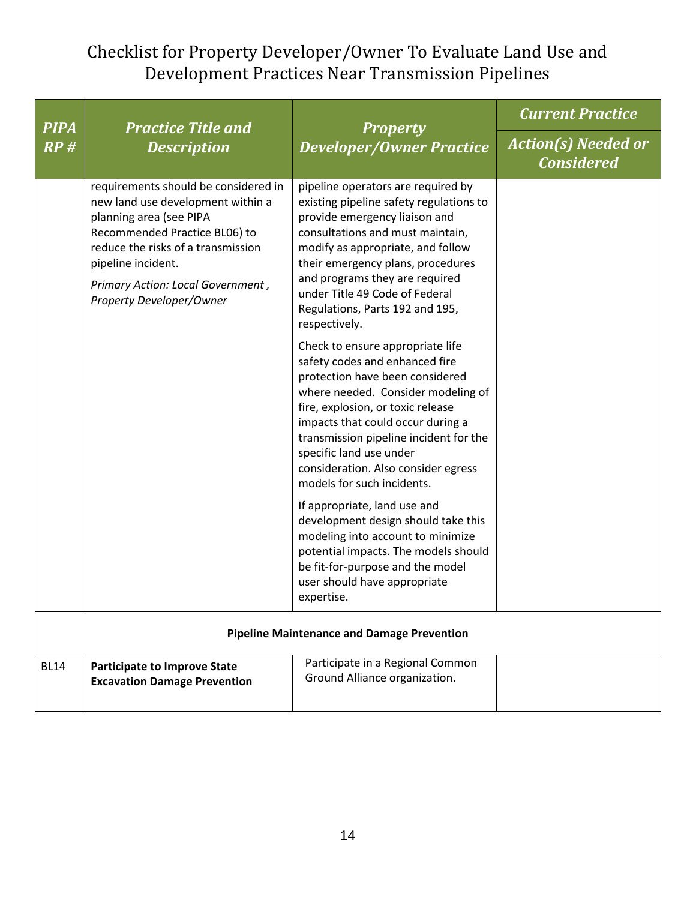# Checklist for Property Developer/Owner To Evaluate Land Use and Development Practices Near Transmission Pipelines

| PIPA RP # | Practice Title and Description | Property Developer/Owner Practice | Current Practice / Action(s) Needed or Considered |
|---|---|---|---|
| | requirements should be considered in new land use development within a planning area (see PIPA Recommended Practice BL06) to reduce the risks of a transmission pipeline incident.<br><br>*Primary Action: Local Government , Property Developer/Owner* | pipeline operators are required by existing pipeline safety regulations to provide emergency liaison and consultations and must maintain, modify as appropriate, and follow their emergency plans, procedures and programs they are required under Title 49 Code of Federal Regulations, Parts 192 and 195, respectively.<br><br>Check to ensure appropriate life safety codes and enhanced fire protection have been considered where needed. Consider modeling of fire, explosion, or toxic release impacts that could occur during a transmission pipeline incident for the specific land use under consideration. Also consider egress models for such incidents.<br><br>If appropriate, land use and development design should take this modeling into account to minimize potential impacts. The models should be fit-for-purpose and the model user should have appropriate expertise. | |
| | **Pipeline Maintenance and Damage Prevention** | | |
| BL14 | **Participate to Improve State Excavation Damage Prevention** | Participate in a Regional Common Ground Alliance organization. | |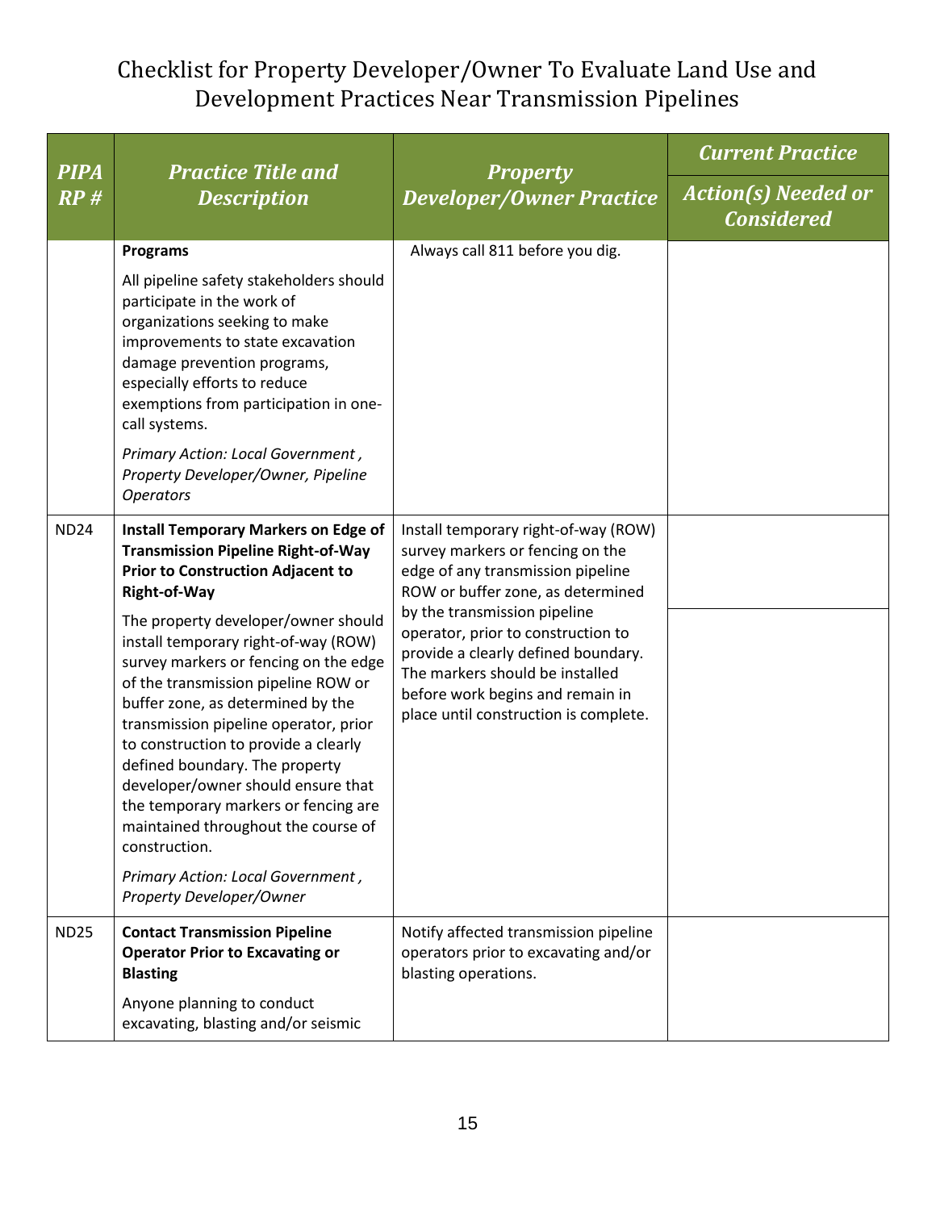# Checklist for Property Developer/Owner To Evaluate Land Use and Development Practices Near Transmission Pipelines

| *PIPA RP #* | *Practice Title and Description* | *Property Developer/Owner Practice* | *Current Practice* / *Action(s) Needed or Considered* |
|---|---|---|---|
| | **Programs**<br><br>All pipeline safety stakeholders should participate in the work of organizations seeking to make improvements to state excavation damage prevention programs, especially efforts to reduce exemptions from participation in one-call systems.<br><br>*Primary Action: Local Government , Property Developer/Owner, Pipeline Operators* | Always call 811 before you dig. | |
| ND24 | **Install Temporary Markers on Edge of Transmission Pipeline Right-of-Way Prior to Construction Adjacent to Right-of-Way**<br><br>The property developer/owner should install temporary right-of-way (ROW) survey markers or fencing on the edge of the transmission pipeline ROW or buffer zone, as determined by the transmission pipeline operator, prior to construction to provide a clearly defined boundary. The property developer/owner should ensure that the temporary markers or fencing are maintained throughout the course of construction.<br><br>*Primary Action: Local Government , Property Developer/Owner* | Install temporary right-of-way (ROW) survey markers or fencing on the edge of any transmission pipeline ROW or buffer zone, as determined by the transmission pipeline operator, prior to construction to provide a clearly defined boundary. The markers should be installed before work begins and remain in place until construction is complete. | |
| ND25 | **Contact Transmission Pipeline Operator Prior to Excavating or Blasting**<br><br>Anyone planning to conduct excavating, blasting and/or seismic | Notify affected transmission pipeline operators prior to excavating and/or blasting operations. | |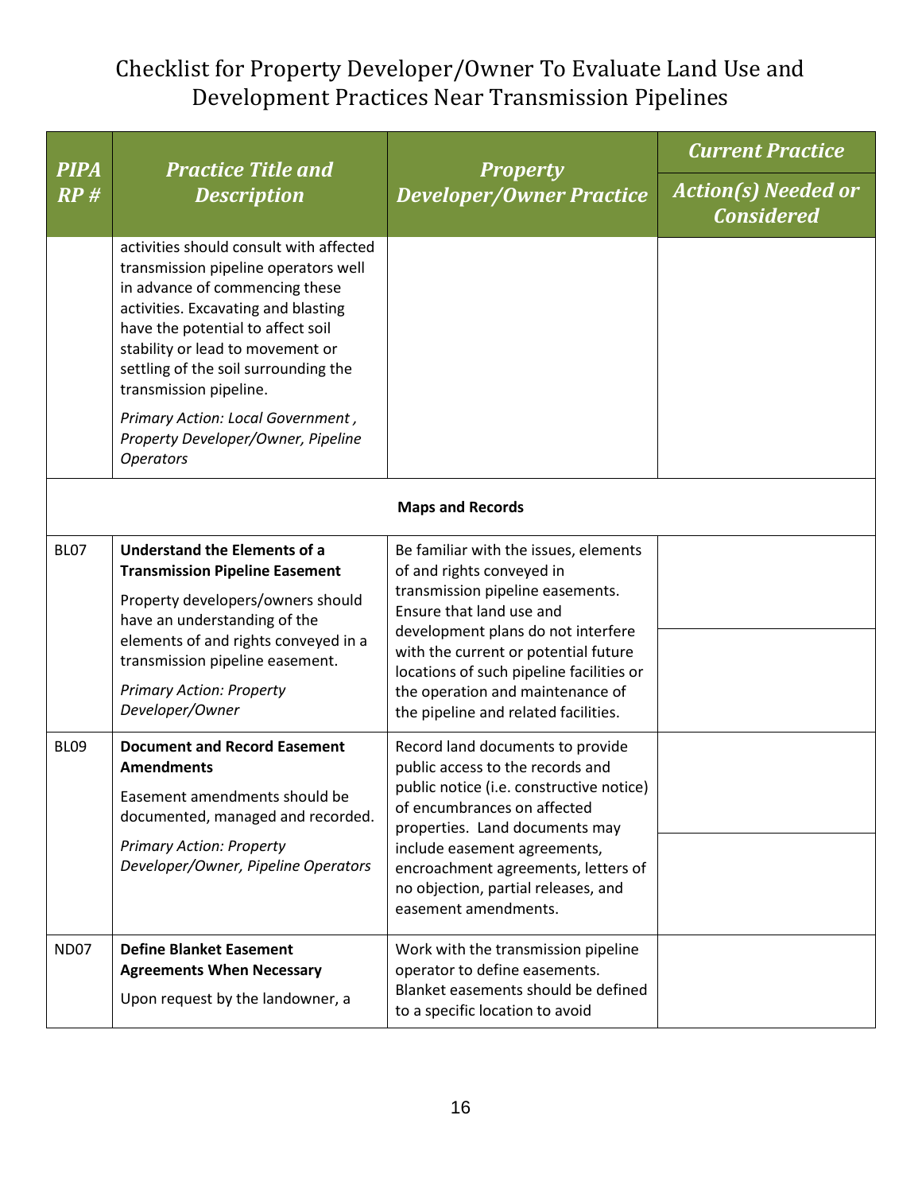# Checklist for Property Developer/Owner To Evaluate Land Use and Development Practices Near Transmission Pipelines

| PIPA RP # | Practice Title and Description | Property Developer/Owner Practice | Current Practice / Action(s) Needed or Considered |
|---|---|---|---|
| | activities should consult with affected transmission pipeline operators well in advance of commencing these activities. Excavating and blasting have the potential to affect soil stability or lead to movement or settling of the soil surrounding the transmission pipeline. *Primary Action: Local Government , Property Developer/Owner, Pipeline Operators* | | |
| | | **Maps and Records** | |
| BL07 | **Understand the Elements of a Transmission Pipeline Easement** Property developers/owners should have an understanding of the elements of and rights conveyed in a transmission pipeline easement. *Primary Action: Property Developer/Owner* | Be familiar with the issues, elements of and rights conveyed in transmission pipeline easements. Ensure that land use and development plans do not interfere with the current or potential future locations of such pipeline facilities or the operation and maintenance of the pipeline and related facilities. | |
| BL09 | **Document and Record Easement Amendments** Easement amendments should be documented, managed and recorded. *Primary Action: Property Developer/Owner, Pipeline Operators* | Record land documents to provide public access to the records and public notice (i.e. constructive notice) of encumbrances on affected properties. Land documents may include easement agreements, encroachment agreements, letters of no objection, partial releases, and easement amendments. | |
| ND07 | **Define Blanket Easement Agreements When Necessary** Upon request by the landowner, a | Work with the transmission pipeline operator to define easements. Blanket easements should be defined to a specific location to avoid | |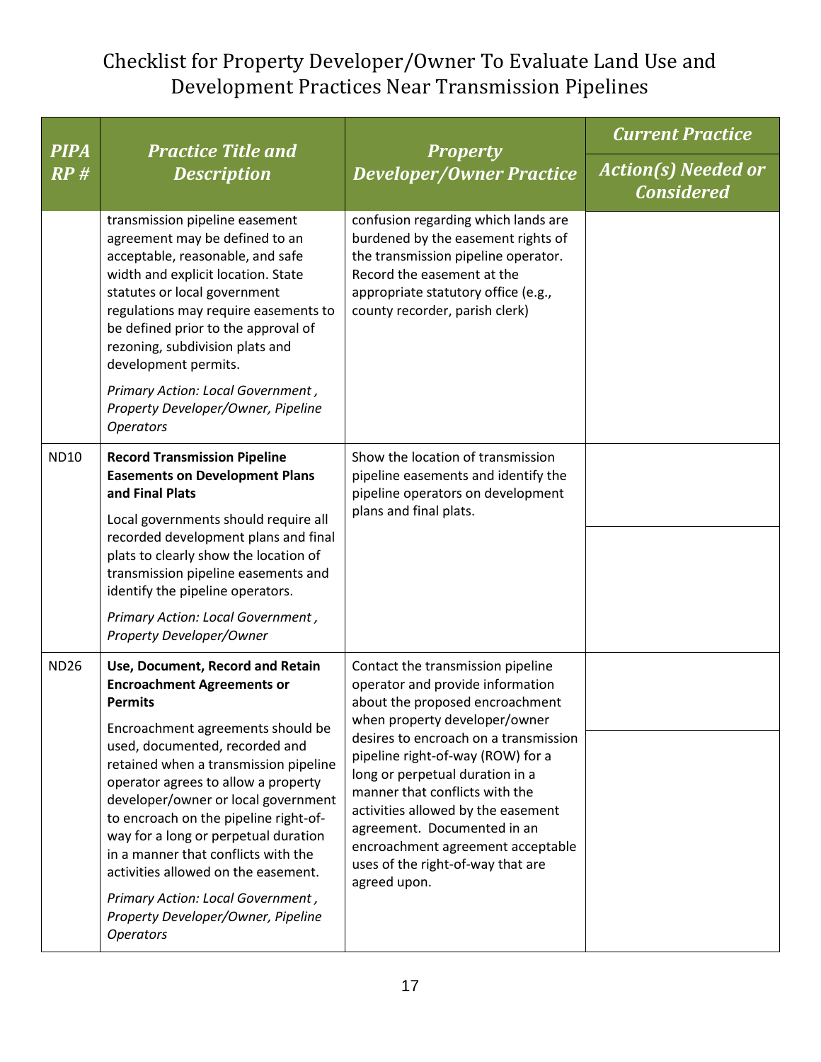# Checklist for Property Developer/Owner To Evaluate Land Use and Development Practices Near Transmission Pipelines

| PIPA RP # | Practice Title and Description | Property Developer/Owner Practice | Current Practice / Action(s) Needed or Considered |
|---|---|---|---|
| | transmission pipeline easement agreement may be defined to an acceptable, reasonable, and safe width and explicit location. State statutes or local government regulations may require easements to be defined prior to the approval of rezoning, subdivision plats and development permits.<br><br>*Primary Action: Local Government , Property Developer/Owner, Pipeline Operators* | confusion regarding which lands are burdened by the easement rights of the transmission pipeline operator. Record the easement at the appropriate statutory office (e.g., county recorder, parish clerk) | |
| ND10 | **Record Transmission Pipeline Easements on Development Plans and Final Plats**<br><br>Local governments should require all recorded development plans and final plats to clearly show the location of transmission pipeline easements and identify the pipeline operators.<br><br>*Primary Action: Local Government , Property Developer/Owner* | Show the location of transmission pipeline easements and identify the pipeline operators on development plans and final plats. | |
| ND26 | **Use, Document, Record and Retain Encroachment Agreements or Permits**<br><br>Encroachment agreements should be used, documented, recorded and retained when a transmission pipeline operator agrees to allow a property developer/owner or local government to encroach on the pipeline right-of-way for a long or perpetual duration in a manner that conflicts with the activities allowed on the easement.<br><br>*Primary Action: Local Government , Property Developer/Owner, Pipeline Operators* | Contact the transmission pipeline operator and provide information about the proposed encroachment when property developer/owner desires to encroach on a transmission pipeline right-of-way (ROW) for a long or perpetual duration in a manner that conflicts with the activities allowed by the easement agreement. Documented in an encroachment agreement acceptable uses of the right-of-way that are agreed upon. | |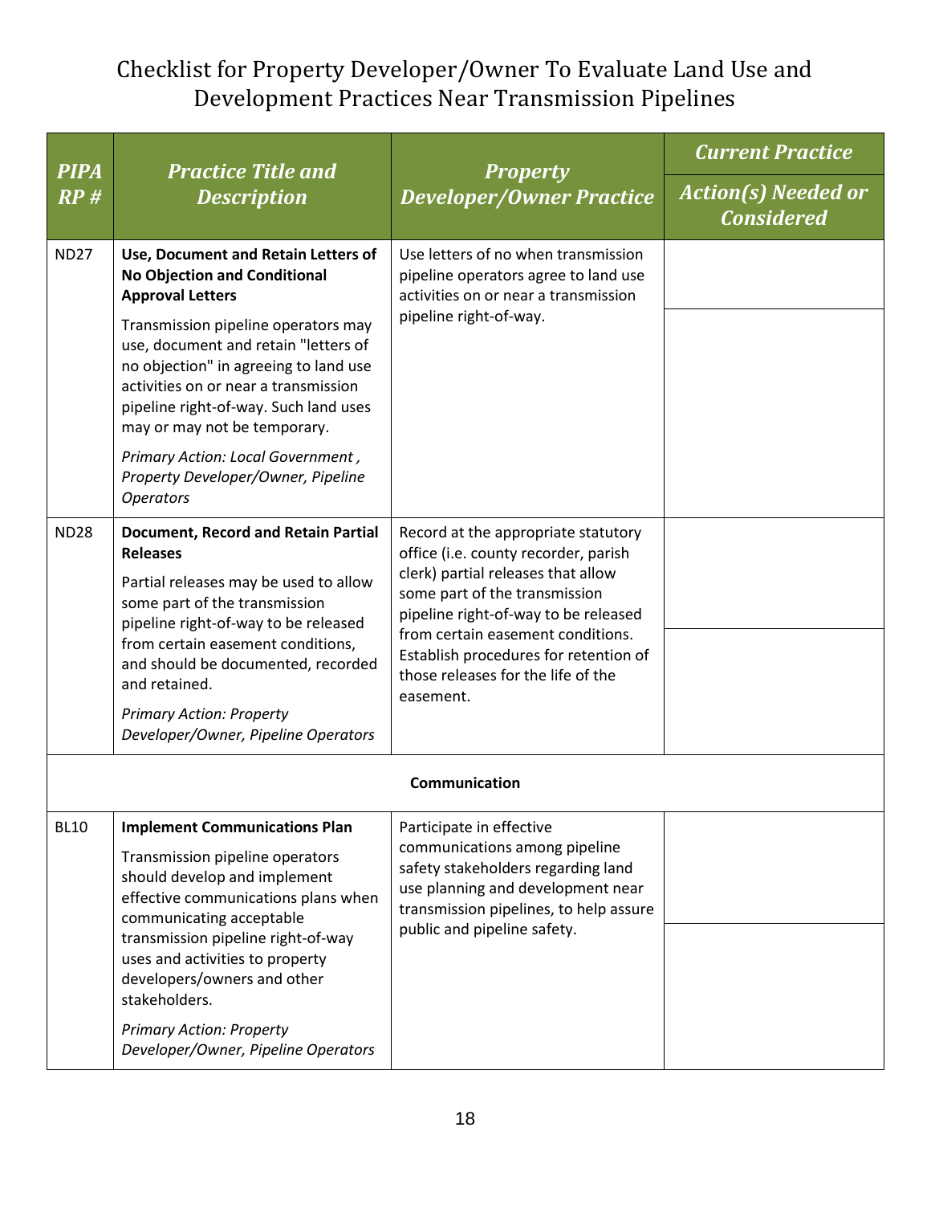# Checklist for Property Developer/Owner To Evaluate Land Use and Development Practices Near Transmission Pipelines

| PIPA RP # | Practice Title and Description | Property Developer/Owner Practice | Current Practice / Action(s) Needed or Considered |
|---|---|---|---|
| ND27 | **Use, Document and Retain Letters of No Objection and Conditional Approval Letters**<br><br>Transmission pipeline operators may use, document and retain "letters of no objection" in agreeing to land use activities on or near a transmission pipeline right-of-way. Such land uses may or may not be temporary.<br><br>*Primary Action: Local Government , Property Developer/Owner, Pipeline Operators* | Use letters of no when transmission pipeline operators agree to land use activities on or near a transmission pipeline right-of-way. | |
| ND28 | **Document, Record and Retain Partial Releases**<br><br>Partial releases may be used to allow some part of the transmission pipeline right-of-way to be released from certain easement conditions, and should be documented, recorded and retained.<br><br>*Primary Action: Property Developer/Owner, Pipeline Operators* | Record at the appropriate statutory office (i.e. county recorder, parish clerk) partial releases that allow some part of the transmission pipeline right-of-way to be released from certain easement conditions. Establish procedures for retention of those releases for the life of the easement. | |
| | **Communication** | | |
| BL10 | **Implement Communications Plan**<br><br>Transmission pipeline operators should develop and implement effective communications plans when communicating acceptable transmission pipeline right-of-way uses and activities to property developers/owners and other stakeholders.<br><br>*Primary Action: Property Developer/Owner, Pipeline Operators* | Participate in effective communications among pipeline safety stakeholders regarding land use planning and development near transmission pipelines, to help assure public and pipeline safety. | |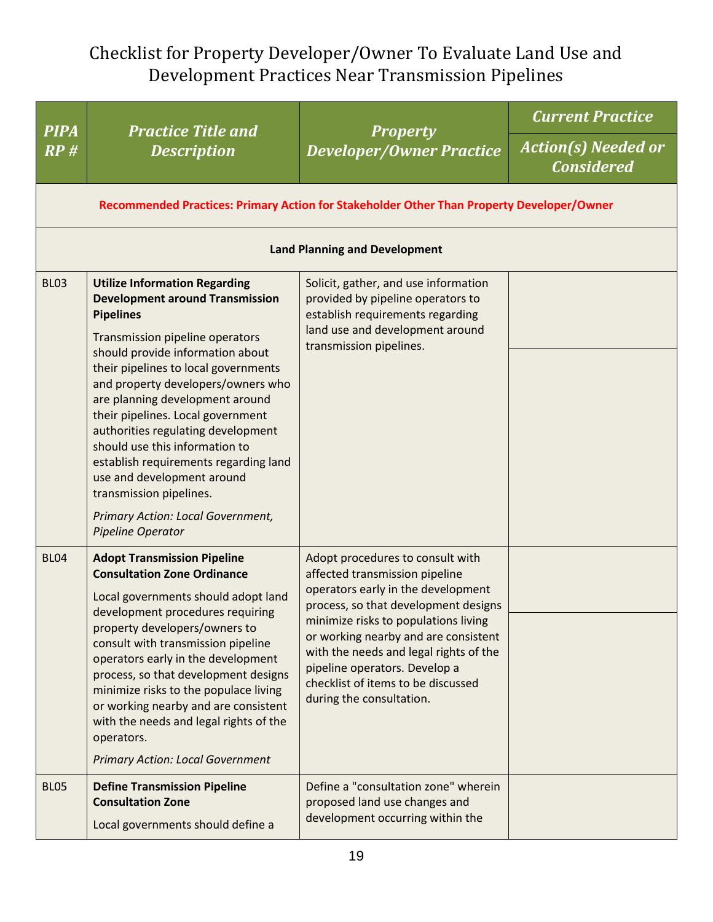# Checklist for Property Developer/Owner To Evaluate Land Use and Development Practices Near Transmission Pipelines

| PIPA RP # | Practice Title and Description | Property Developer/Owner Practice | Current Practice / Action(s) Needed or Considered |
|---|---|---|---|
| **Recommended Practices: Primary Action for Stakeholder Other Than Property Developer/Owner** | | | |
| **Land Planning and Development** | | | |
| BL03 | **Utilize Information Regarding Development around Transmission Pipelines**<br><br>Transmission pipeline operators should provide information about their pipelines to local governments and property developers/owners who are planning development around their pipelines. Local government authorities regulating development should use this information to establish requirements regarding land use and development around transmission pipelines.<br><br>*Primary Action: Local Government, Pipeline Operator* | Solicit, gather, and use information provided by pipeline operators to establish requirements regarding land use and development around transmission pipelines. | |
| BL04 | **Adopt Transmission Pipeline Consultation Zone Ordinance**<br><br>Local governments should adopt land development procedures requiring property developers/owners to consult with transmission pipeline operators early in the development process, so that development designs minimize risks to the populace living or working nearby and are consistent with the needs and legal rights of the operators.<br><br>*Primary Action: Local Government* | Adopt procedures to consult with affected transmission pipeline operators early in the development process, so that development designs minimize risks to populations living or working nearby and are consistent with the needs and legal rights of the pipeline operators. Develop a checklist of items to be discussed during the consultation. | |
| BL05 | **Define Transmission Pipeline Consultation Zone**<br><br>Local governments should define a | Define a "consultation zone" wherein proposed land use changes and development occurring within the | |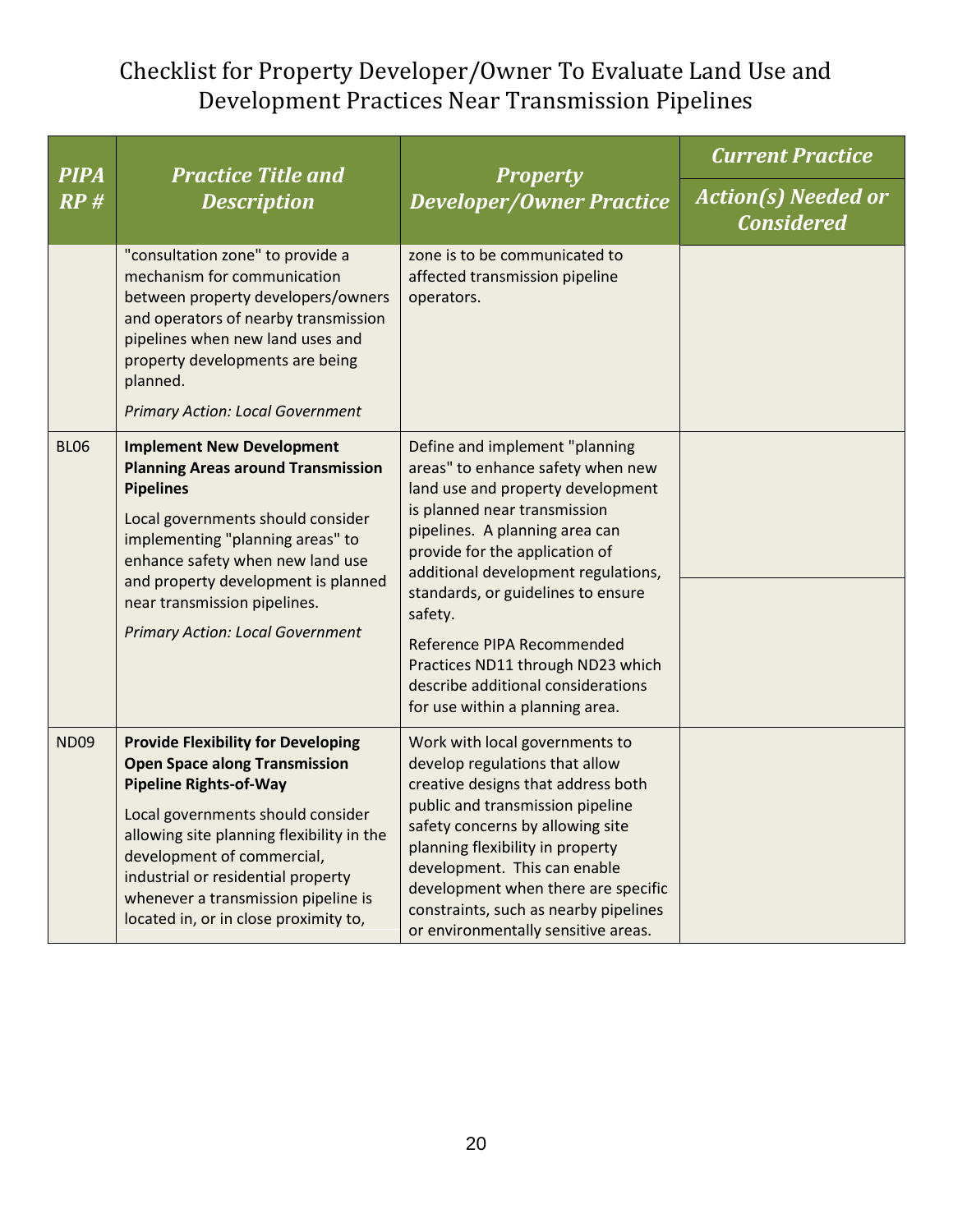# Checklist for Property Developer/Owner To Evaluate Land Use and Development Practices Near Transmission Pipelines

| PIPA RP # | Practice Title and Description | Property Developer/Owner Practice | Current Practice / Action(s) Needed or Considered |
|---|---|---|---|
| | "consultation zone" to provide a mechanism for communication between property developers/owners and operators of nearby transmission pipelines when new land uses and property developments are being planned.<br><br>*Primary Action: Local Government* | zone is to be communicated to affected transmission pipeline operators. | |
| BL06 | **Implement New Development Planning Areas around Transmission Pipelines**<br><br>Local governments should consider implementing "planning areas" to enhance safety when new land use and property development is planned near transmission pipelines.<br><br>*Primary Action: Local Government* | Define and implement "planning areas" to enhance safety when new land use and property development is planned near transmission pipelines. A planning area can provide for the application of additional development regulations, standards, or guidelines to ensure safety.<br><br>Reference PIPA Recommended Practices ND11 through ND23 which describe additional considerations for use within a planning area. | |
| ND09 | **Provide Flexibility for Developing Open Space along Transmission Pipeline Rights-of-Way**<br><br>Local governments should consider allowing site planning flexibility in the development of commercial, industrial or residential property whenever a transmission pipeline is located in, or in close proximity to, | Work with local governments to develop regulations that allow creative designs that address both public and transmission pipeline safety concerns by allowing site planning flexibility in property development. This can enable development when there are specific constraints, such as nearby pipelines or environmentally sensitive areas. | |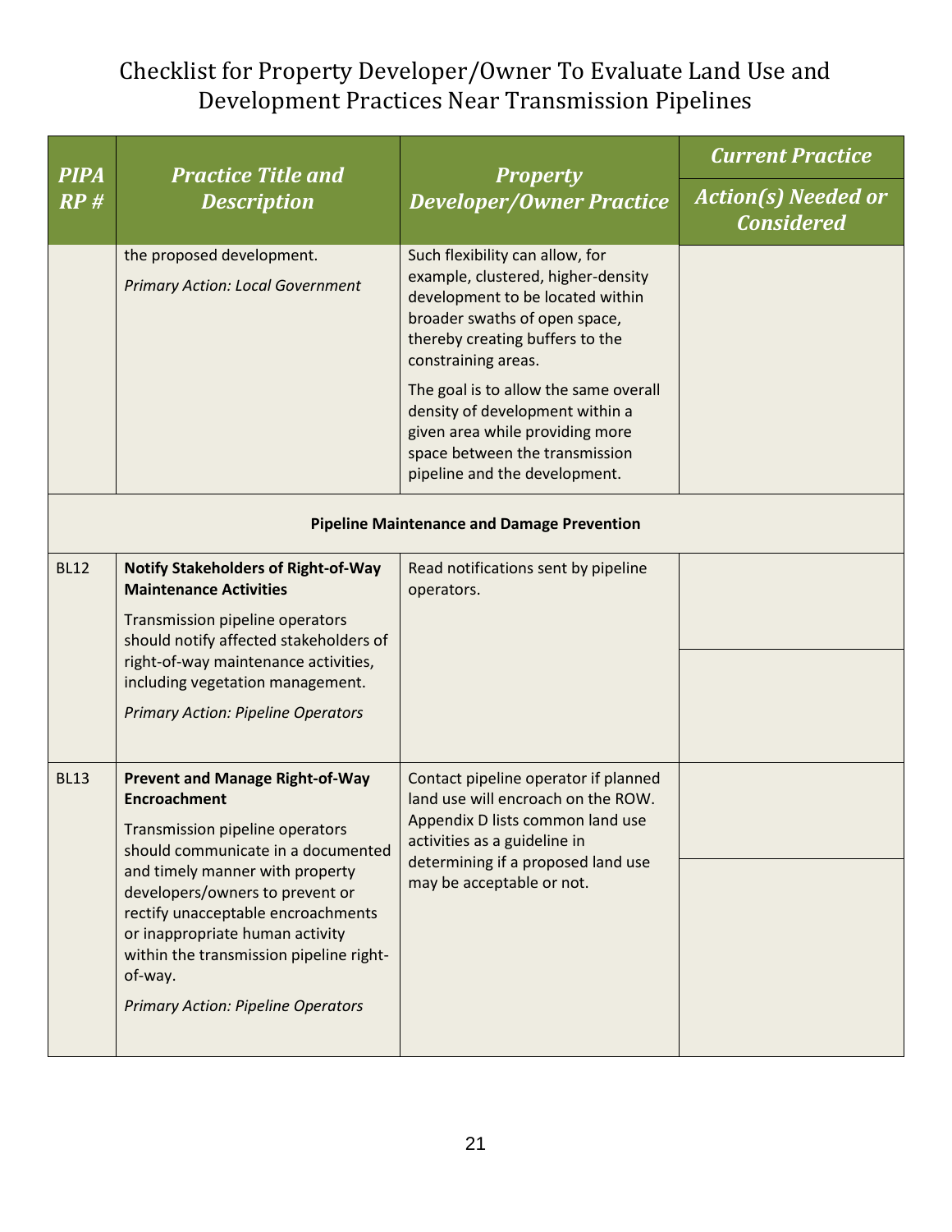# Checklist for Property Developer/Owner To Evaluate Land Use and Development Practices Near Transmission Pipelines

| PIPA RP # | Practice Title and Description | Property Developer/Owner Practice | Current Practice / Action(s) Needed or Considered |
|---|---|---|---|
| | the proposed development. <br><br> *Primary Action: Local Government* | Such flexibility can allow, for example, clustered, higher-density development to be located within broader swaths of open space, thereby creating buffers to the constraining areas. <br><br> The goal is to allow the same overall density of development within a given area while providing more space between the transmission pipeline and the development. | |
| | **Pipeline Maintenance and Damage Prevention** | | |
| BL12 | **Notify Stakeholders of Right-of-Way Maintenance Activities** <br><br> Transmission pipeline operators should notify affected stakeholders of right-of-way maintenance activities, including vegetation management. <br><br> *Primary Action: Pipeline Operators* | Read notifications sent by pipeline operators. | |
| BL13 | **Prevent and Manage Right-of-Way Encroachment** <br><br> Transmission pipeline operators should communicate in a documented and timely manner with property developers/owners to prevent or rectify unacceptable encroachments or inappropriate human activity within the transmission pipeline right-of-way. <br><br> *Primary Action: Pipeline Operators* | Contact pipeline operator if planned land use will encroach on the ROW. Appendix D lists common land use activities as a guideline in determining if a proposed land use may be acceptable or not. | |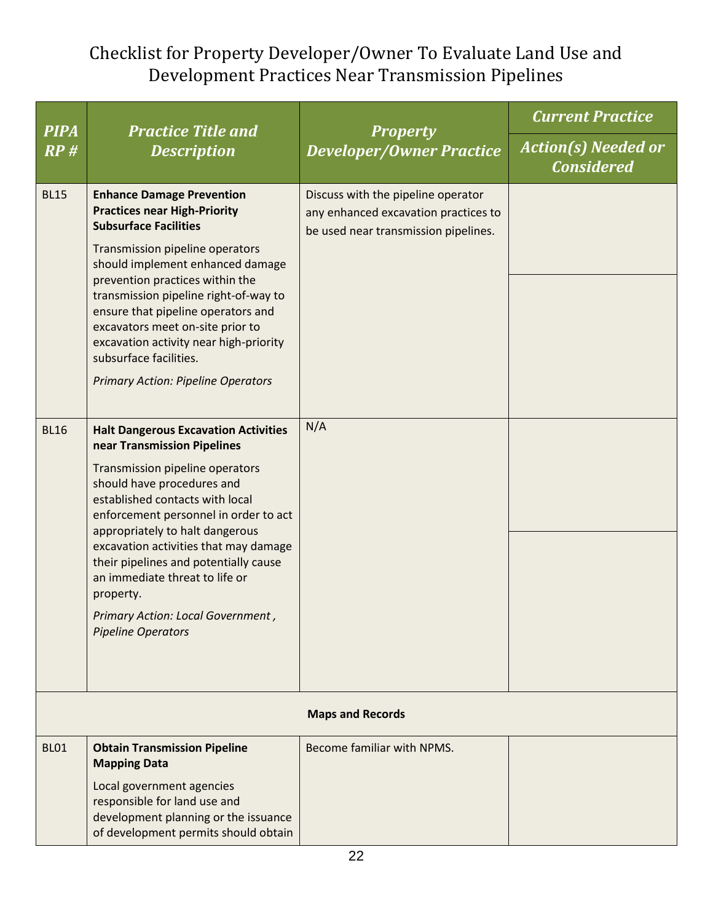# Checklist for Property Developer/Owner To Evaluate Land Use and Development Practices Near Transmission Pipelines

| *PIPA RP #* | *Practice Title and Description* | *Property Developer/Owner Practice* | *Current Practice* / *Action(s) Needed or Considered* |
|---|---|---|---|
| BL15 | **Enhance Damage Prevention Practices near High-Priority Subsurface Facilities**<br><br>Transmission pipeline operators should implement enhanced damage prevention practices within the transmission pipeline right-of-way to ensure that pipeline operators and excavators meet on-site prior to excavation activity near high-priority subsurface facilities.<br><br>*Primary Action: Pipeline Operators* | Discuss with the pipeline operator any enhanced excavation practices to be used near transmission pipelines. | |
| BL16 | **Halt Dangerous Excavation Activities near Transmission Pipelines**<br><br>Transmission pipeline operators should have procedures and established contacts with local enforcement personnel in order to act appropriately to halt dangerous excavation activities that may damage their pipelines and potentially cause an immediate threat to life or property.<br><br>*Primary Action: Local Government , Pipeline Operators* | N/A | |
| | **Maps and Records** | | |
| BL01 | **Obtain Transmission Pipeline Mapping Data**<br><br>Local government agencies responsible for land use and development planning or the issuance of development permits should obtain | Become familiar with NPMS. | |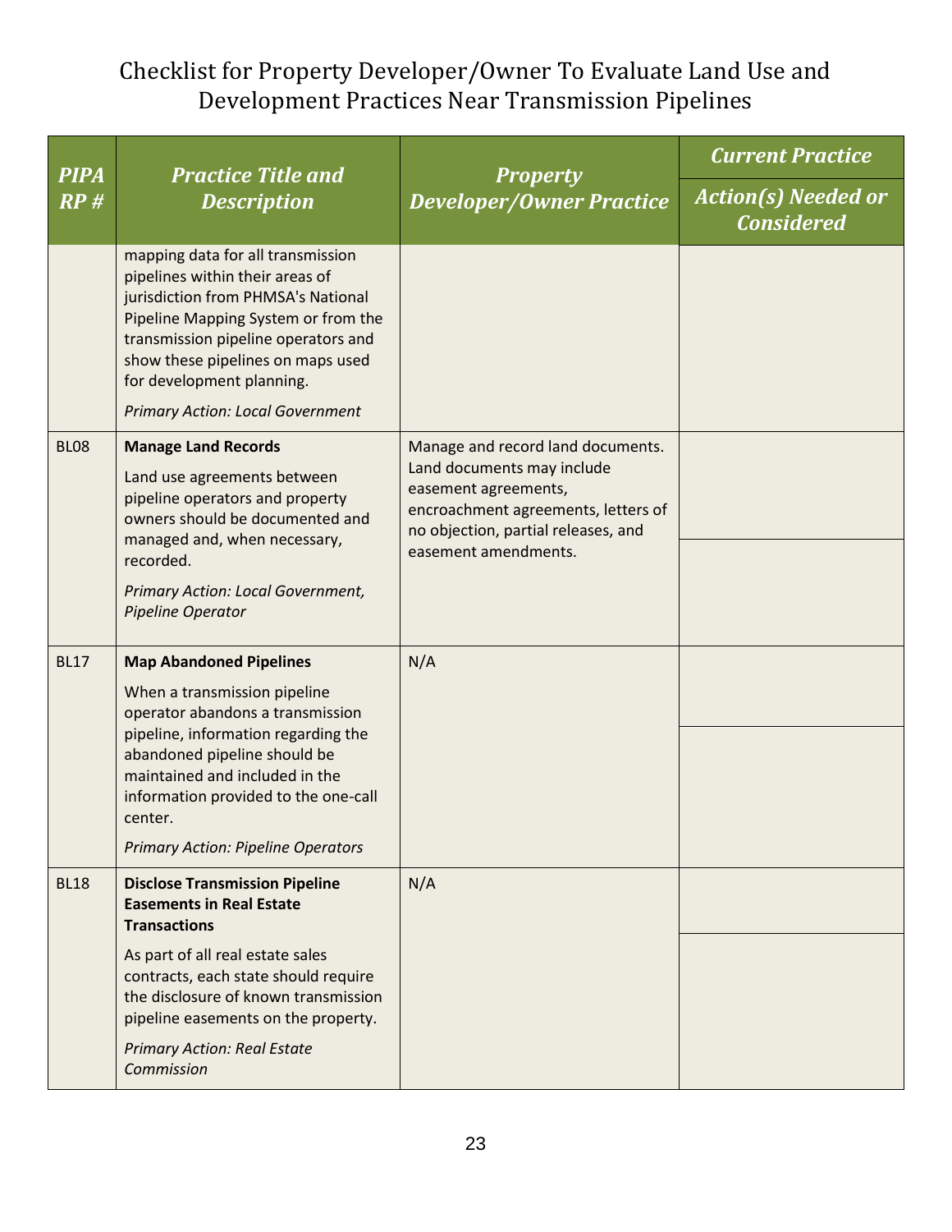# Checklist for Property Developer/Owner To Evaluate Land Use and Development Practices Near Transmission Pipelines

| PIPA RP # | Practice Title and Description | Property Developer/Owner Practice | Current Practice / Action(s) Needed or Considered |
|---|---|---|---|
| | mapping data for all transmission pipelines within their areas of jurisdiction from PHMSA's National Pipeline Mapping System or from the transmission pipeline operators and show these pipelines on maps used for development planning. *Primary Action: Local Government* | | |
| BL08 | **Manage Land Records** Land use agreements between pipeline operators and property owners should be documented and managed and, when necessary, recorded. *Primary Action: Local Government, Pipeline Operator* | Manage and record land documents. Land documents may include easement agreements, encroachment agreements, letters of no objection, partial releases, and easement amendments. | |
| BL17 | **Map Abandoned Pipelines** When a transmission pipeline operator abandons a transmission pipeline, information regarding the abandoned pipeline should be maintained and included in the information provided to the one-call center. *Primary Action: Pipeline Operators* | N/A | |
| BL18 | **Disclose Transmission Pipeline Easements in Real Estate Transactions** As part of all real estate sales contracts, each state should require the disclosure of known transmission pipeline easements on the property. *Primary Action: Real Estate Commission* | N/A | |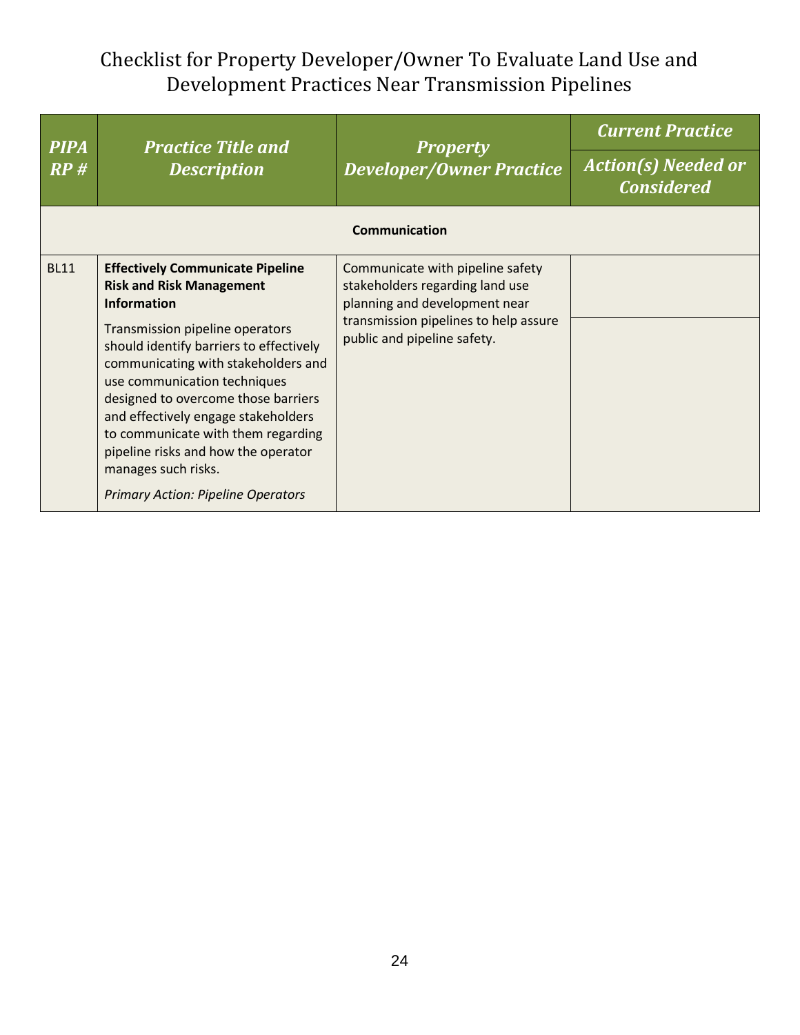# Checklist for Property Developer/Owner To Evaluate Land Use and Development Practices Near Transmission Pipelines

| *PIPA RP #* | *Practice Title and Description* | *Property Developer/Owner Practice* | *Current Practice* / *Action(s) Needed or Considered* |
|---|---|---|---|
| **Communication** | | | |
| BL11 | **Effectively Communicate Pipeline Risk and Risk Management Information**<br><br>Transmission pipeline operators should identify barriers to effectively communicating with stakeholders and use communication techniques designed to overcome those barriers and effectively engage stakeholders to communicate with them regarding pipeline risks and how the operator manages such risks.<br><br>*Primary Action: Pipeline Operators* | Communicate with pipeline safety stakeholders regarding land use planning and development near transmission pipelines to help assure public and pipeline safety. | |